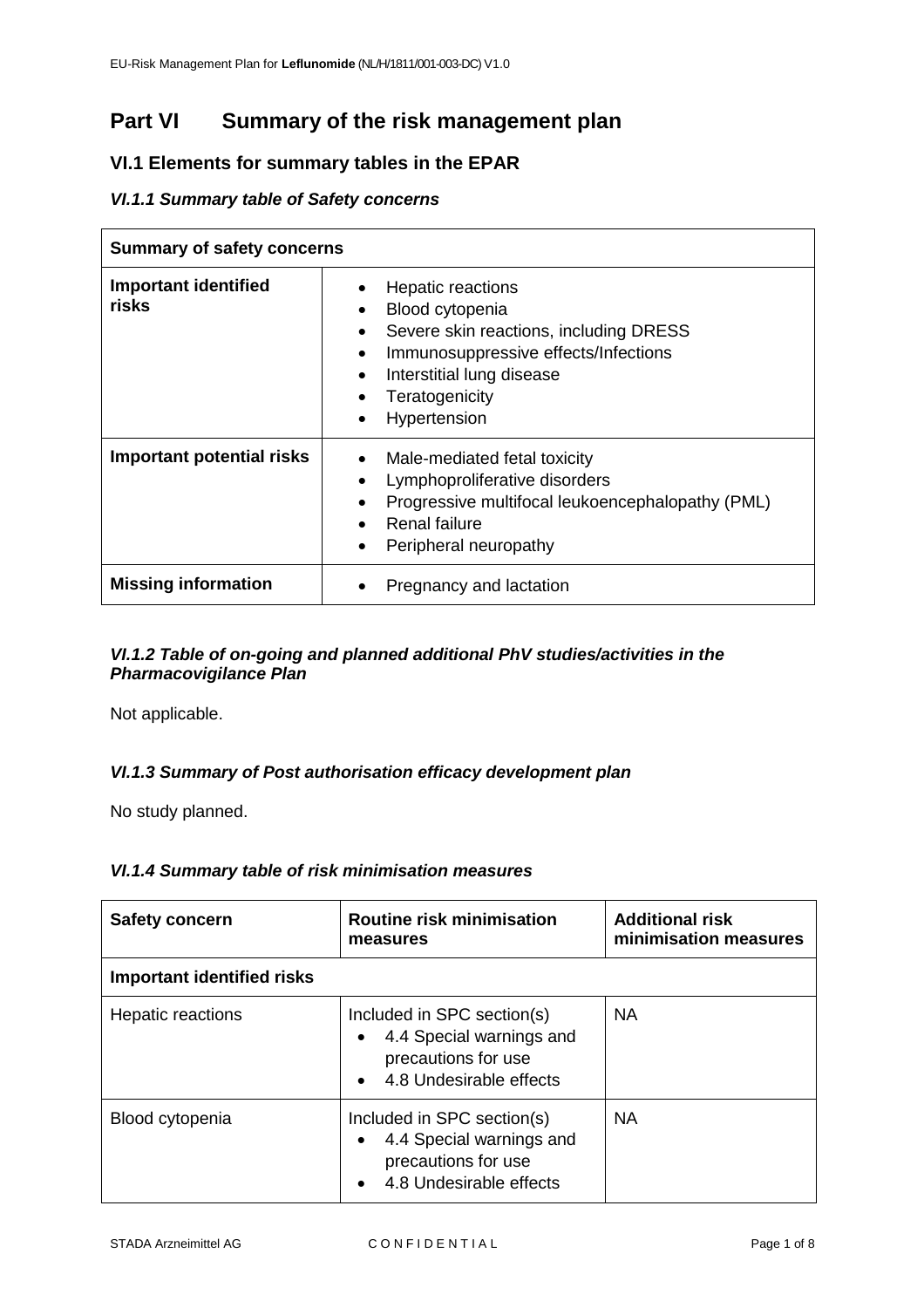# Part VI Summary of the risk management plan

## VI.1 Elements for summary tables in the EPAR

### *VI.1.1 Summary table of Safety concerns*

| Summary of safety concerns | |
|---|---|
| **Important identified risks** | • Hepatic reactions<br>• Blood cytopenia<br>• Severe skin reactions, including DRESS<br>• Immunosuppressive effects/Infections<br>• Interstitial lung disease<br>• Teratogenicity<br>• Hypertension |
| **Important potential risks** | • Male-mediated fetal toxicity<br>• Lymphoproliferative disorders<br>• Progressive multifocal leukoencephalopathy (PML)<br>• Renal failure<br>• Peripheral neuropathy |
| **Missing information** | • Pregnancy and lactation |

### *VI.1.2 Table of on-going and planned additional PhV studies/activities in the Pharmacovigilance Plan*

Not applicable.

### *VI.1.3 Summary of Post authorisation efficacy development plan*

No study planned.

### *VI.1.4 Summary table of risk minimisation measures*

| Safety concern | Routine risk minimisation measures | Additional risk minimisation measures |
|---|---|---|
| **Important identified risks** | | |
| Hepatic reactions | Included in SPC section(s)<br>• 4.4 Special warnings and precautions for use<br>• 4.8 Undesirable effects | NA |
| Blood cytopenia | Included in SPC section(s)<br>• 4.4 Special warnings and precautions for use<br>• 4.8 Undesirable effects | NA |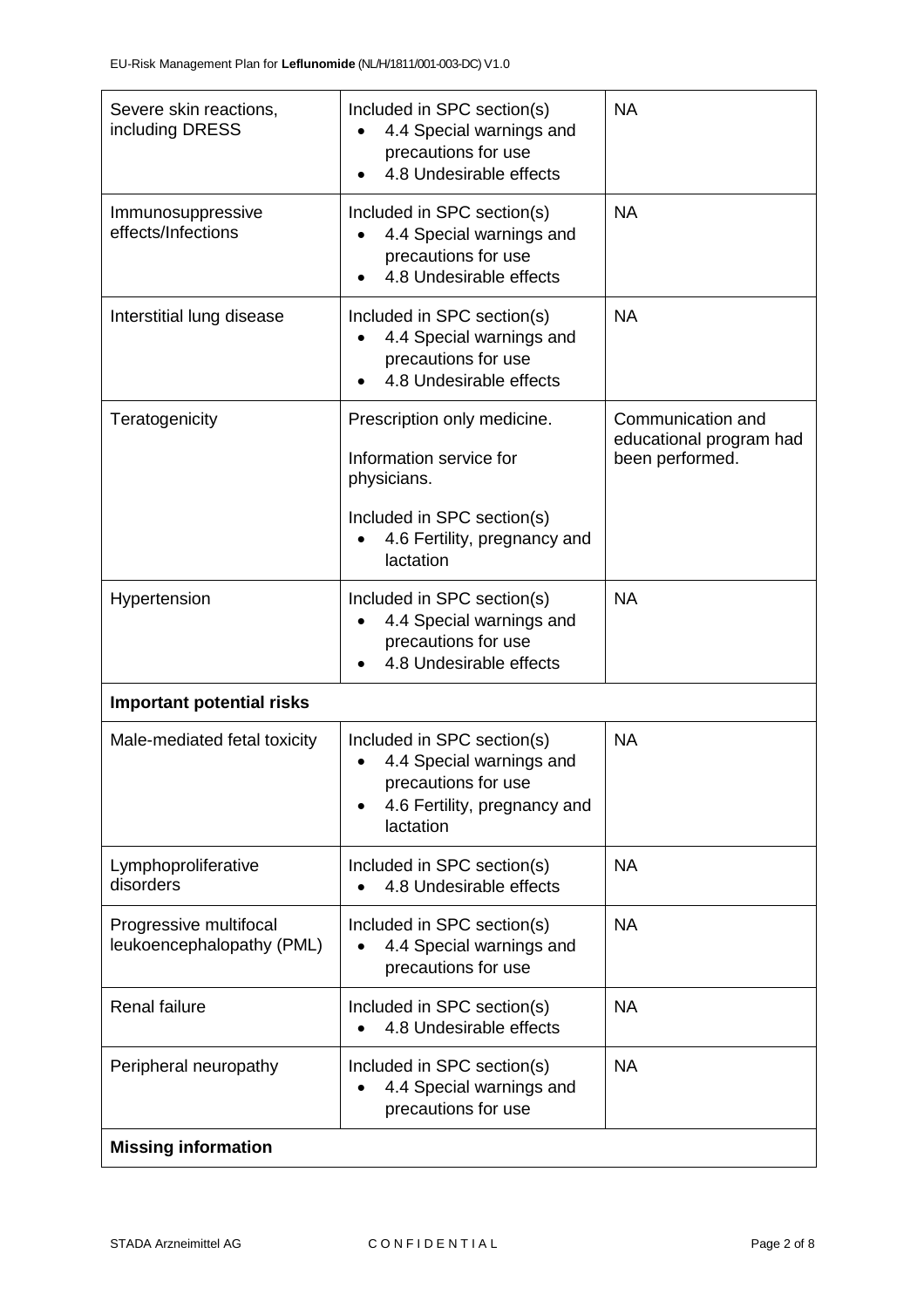| | | |
|---|---|---|
| Severe skin reactions, including DRESS | Included in SPC section(s)<br>• 4.4 Special warnings and precautions for use<br>• 4.8 Undesirable effects | NA |
| Immunosuppressive effects/Infections | Included in SPC section(s)<br>• 4.4 Special warnings and precautions for use<br>• 4.8 Undesirable effects | NA |
| Interstitial lung disease | Included in SPC section(s)<br>• 4.4 Special warnings and precautions for use<br>• 4.8 Undesirable effects | NA |
| Teratogenicity | Prescription only medicine.<br><br>Information service for physicians.<br><br>Included in SPC section(s)<br>• 4.6 Fertility, pregnancy and lactation | Communication and educational program had been performed. |
| Hypertension | Included in SPC section(s)<br>• 4.4 Special warnings and precautions for use<br>• 4.8 Undesirable effects | NA |
| **Important potential risks** | | |
| Male-mediated fetal toxicity | Included in SPC section(s)<br>• 4.4 Special warnings and precautions for use<br>• 4.6 Fertility, pregnancy and lactation | NA |
| Lymphoproliferative disorders | Included in SPC section(s)<br>• 4.8 Undesirable effects | NA |
| Progressive multifocal leukoencephalopathy (PML) | Included in SPC section(s)<br>• 4.4 Special warnings and precautions for use | NA |
| Renal failure | Included in SPC section(s)<br>• 4.8 Undesirable effects | NA |
| Peripheral neuropathy | Included in SPC section(s)<br>• 4.4 Special warnings and precautions for use | NA |
| **Missing information** | | |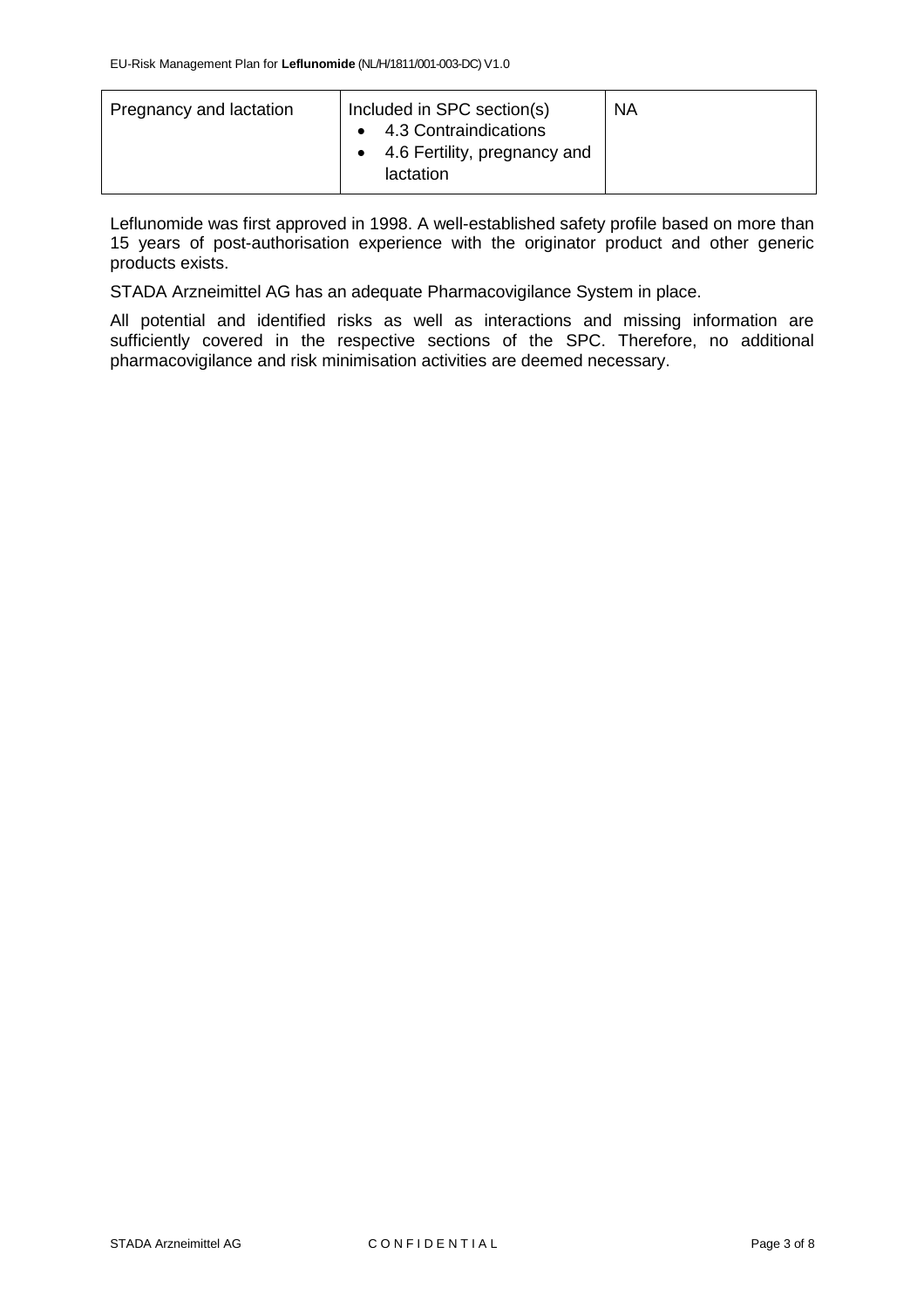| Pregnancy and lactation | Included in SPC section(s)<br>• 4.3 Contraindications<br>• 4.6 Fertility, pregnancy and lactation | NA |
|---|---|---|

Leflunomide was first approved in 1998. A well-established safety profile based on more than 15 years of post-authorisation experience with the originator product and other generic products exists.

STADA Arzneimittel AG has an adequate Pharmacovigilance System in place.

All potential and identified risks as well as interactions and missing information are sufficiently covered in the respective sections of the SPC. Therefore, no additional pharmacovigilance and risk minimisation activities are deemed necessary.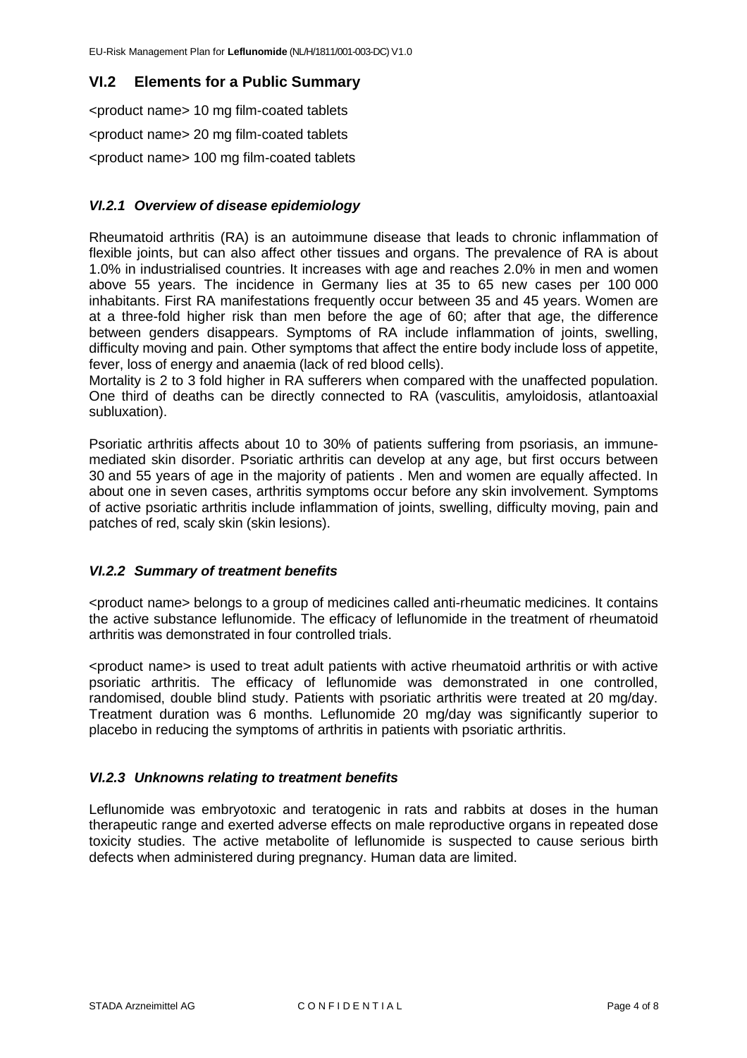## VI.2 Elements for a Public Summary

<product name> 10 mg film-coated tablets

<product name> 20 mg film-coated tablets

<product name> 100 mg film-coated tablets

### *VI.2.1 Overview of disease epidemiology*

Rheumatoid arthritis (RA) is an autoimmune disease that leads to chronic inflammation of flexible joints, but can also affect other tissues and organs. The prevalence of RA is about 1.0% in industrialised countries. It increases with age and reaches 2.0% in men and women above 55 years. The incidence in Germany lies at 35 to 65 new cases per 100 000 inhabitants. First RA manifestations frequently occur between 35 and 45 years. Women are at a three-fold higher risk than men before the age of 60; after that age, the difference between genders disappears. Symptoms of RA include inflammation of joints, swelling, difficulty moving and pain. Other symptoms that affect the entire body include loss of appetite, fever, loss of energy and anaemia (lack of red blood cells).

Mortality is 2 to 3 fold higher in RA sufferers when compared with the unaffected population. One third of deaths can be directly connected to RA (vasculitis, amyloidosis, atlantoaxial subluxation).

Psoriatic arthritis affects about 10 to 30% of patients suffering from psoriasis, an immune-mediated skin disorder. Psoriatic arthritis can develop at any age, but first occurs between 30 and 55 years of age in the majority of patients . Men and women are equally affected. In about one in seven cases, arthritis symptoms occur before any skin involvement. Symptoms of active psoriatic arthritis include inflammation of joints, swelling, difficulty moving, pain and patches of red, scaly skin (skin lesions).

### *VI.2.2 Summary of treatment benefits*

<product name> belongs to a group of medicines called anti-rheumatic medicines. It contains the active substance leflunomide. The efficacy of leflunomide in the treatment of rheumatoid arthritis was demonstrated in four controlled trials.

<product name> is used to treat adult patients with active rheumatoid arthritis or with active psoriatic arthritis. The efficacy of leflunomide was demonstrated in one controlled, randomised, double blind study. Patients with psoriatic arthritis were treated at 20 mg/day. Treatment duration was 6 months. Leflunomide 20 mg/day was significantly superior to placebo in reducing the symptoms of arthritis in patients with psoriatic arthritis.

### *VI.2.3 Unknowns relating to treatment benefits*

Leflunomide was embryotoxic and teratogenic in rats and rabbits at doses in the human therapeutic range and exerted adverse effects on male reproductive organs in repeated dose toxicity studies. The active metabolite of leflunomide is suspected to cause serious birth defects when administered during pregnancy. Human data are limited.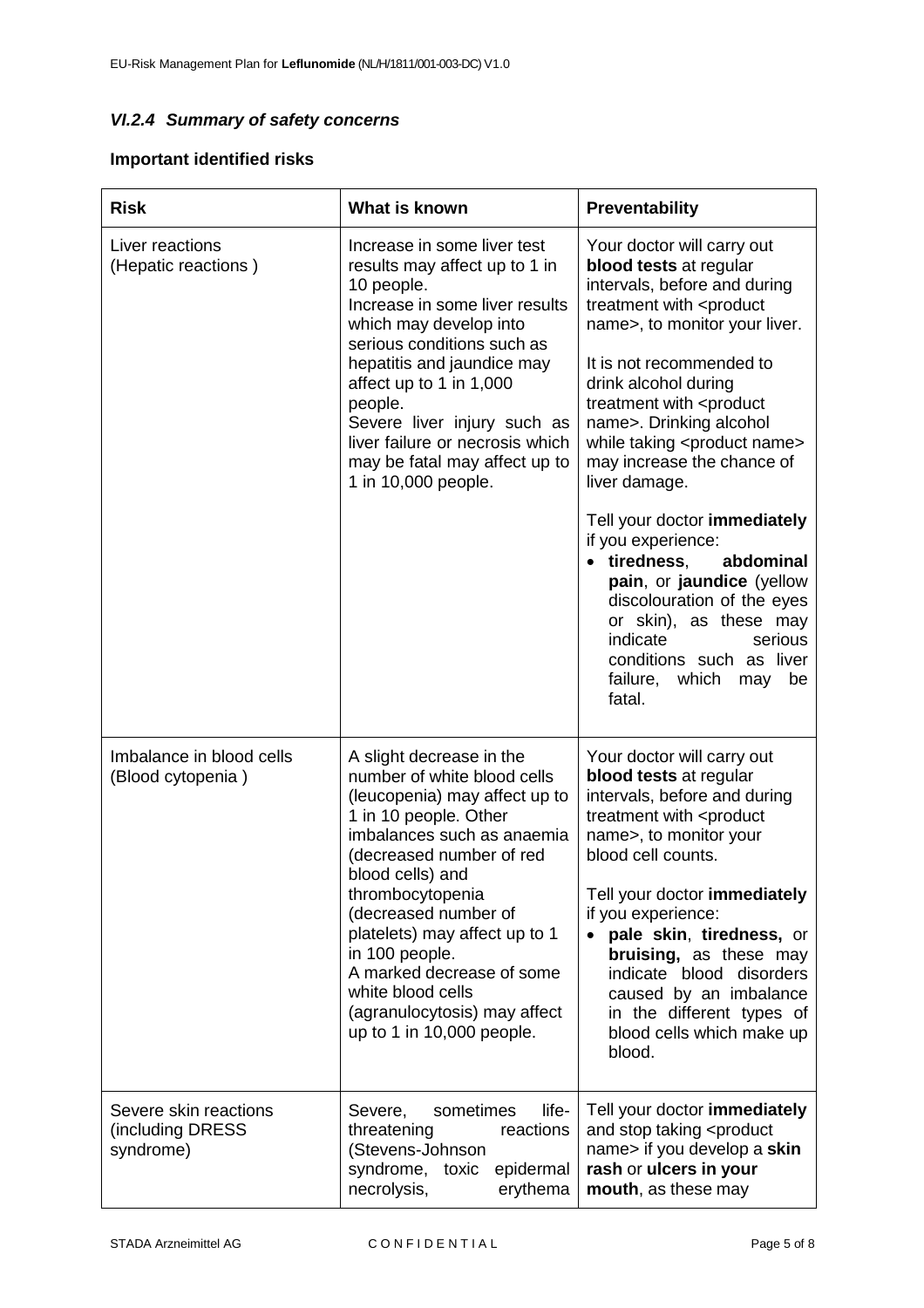### *VI.2.4 Summary of safety concerns*

**Important identified risks**

| Risk | What is known | Preventability |
|---|---|---|
| Liver reactions (Hepatic reactions ) | Increase in some liver test results may affect up to 1 in 10 people.<br>Increase in some liver results which may develop into serious conditions such as hepatitis and jaundice may affect up to 1 in 1,000 people.<br>Severe liver injury such as liver failure or necrosis which may be fatal may affect up to 1 in 10,000 people. | Your doctor will carry out **blood tests** at regular intervals, before and during treatment with <product name>, to monitor your liver.<br><br>It is not recommended to drink alcohol during treatment with <product name>. Drinking alcohol while taking <product name> may increase the chance of liver damage.<br><br>Tell your doctor **immediately** if you experience:<br>• **tiredness**, **abdominal pain**, or **jaundice** (yellow discolouration of the eyes or skin), as these may indicate serious conditions such as liver failure, which may be fatal. |
| Imbalance in blood cells (Blood cytopenia ) | A slight decrease in the number of white blood cells (leucopenia) may affect up to 1 in 10 people. Other imbalances such as anaemia (decreased number of red blood cells) and thrombocytopenia (decreased number of platelets) may affect up to 1 in 100 people.<br>A marked decrease of some white blood cells (agranulocytosis) may affect up to 1 in 10,000 people. | Your doctor will carry out **blood tests** at regular intervals, before and during treatment with <product name>, to monitor your blood cell counts.<br><br>Tell your doctor **immediately** if you experience:<br>• **pale skin**, **tiredness,** or **bruising,** as these may indicate blood disorders caused by an imbalance in the different types of blood cells which make up blood. |
| Severe skin reactions (including DRESS syndrome) | Severe, sometimes life-threatening reactions (Stevens-Johnson syndrome, toxic epidermal necrolysis, erythema | Tell your doctor **immediately** and stop taking <product name> if you develop a **skin rash** or **ulcers in your mouth**, as these may |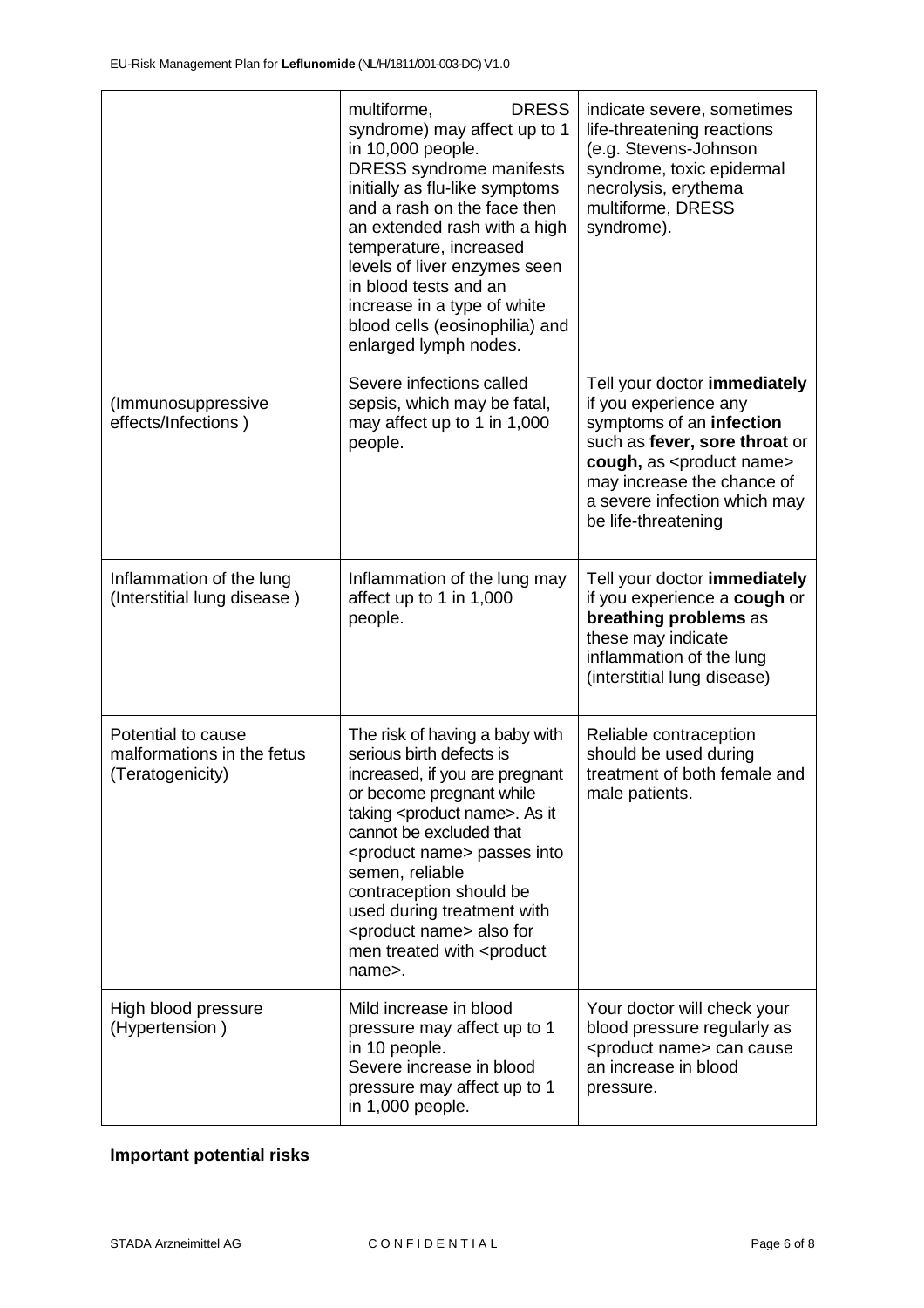| | | |
|---|---|---|
| | multiforme, DRESS syndrome) may affect up to 1 in 10,000 people. DRESS syndrome manifests initially as flu-like symptoms and a rash on the face then an extended rash with a high temperature, increased levels of liver enzymes seen in blood tests and an increase in a type of white blood cells (eosinophilia) and enlarged lymph nodes. | indicate severe, sometimes life-threatening reactions (e.g. Stevens-Johnson syndrome, toxic epidermal necrolysis, erythema multiforme, DRESS syndrome). |
| (Immunosuppressive effects/Infections ) | Severe infections called sepsis, which may be fatal, may affect up to 1 in 1,000 people. | Tell your doctor **immediately** if you experience any symptoms of an **infection** such as **fever, sore throat** or **cough,** as <product name> may increase the chance of a severe infection which may be life-threatening |
| Inflammation of the lung (Interstitial lung disease ) | Inflammation of the lung may affect up to 1 in 1,000 people. | Tell your doctor **immediately** if you experience a **cough** or **breathing problems** as these may indicate inflammation of the lung (interstitial lung disease) |
| Potential to cause malformations in the fetus (Teratogenicity) | The risk of having a baby with serious birth defects is increased, if you are pregnant or become pregnant while taking <product name>. As it cannot be excluded that <product name> passes into semen, reliable contraception should be used during treatment with <product name> also for men treated with <product name>. | Reliable contraception should be used during treatment of both female and male patients. |
| High blood pressure (Hypertension ) | Mild increase in blood pressure may affect up to 1 in 10 people. Severe increase in blood pressure may affect up to 1 in 1,000 people. | Your doctor will check your blood pressure regularly as <product name> can cause an increase in blood pressure. |

**Important potential risks**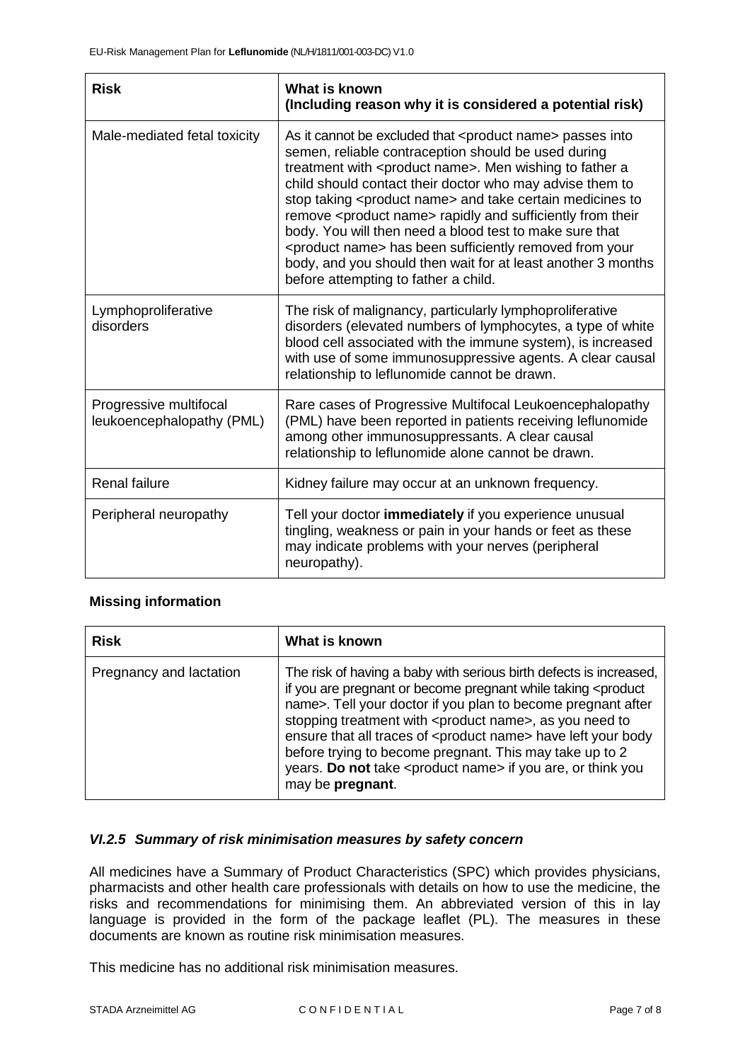| Risk | What is known (Including reason why it is considered a potential risk) |
|---|---|
| Male-mediated fetal toxicity | As it cannot be excluded that <product name> passes into semen, reliable contraception should be used during treatment with <product name>. Men wishing to father a child should contact their doctor who may advise them to stop taking <product name> and take certain medicines to remove <product name> rapidly and sufficiently from their body. You will then need a blood test to make sure that <product name> has been sufficiently removed from your body, and you should then wait for at least another 3 months before attempting to father a child. |
| Lymphoproliferative disorders | The risk of malignancy, particularly lymphoproliferative disorders (elevated numbers of lymphocytes, a type of white blood cell associated with the immune system), is increased with use of some immunosuppressive agents. A clear causal relationship to leflunomide cannot be drawn. |
| Progressive multifocal leukoencephalopathy (PML) | Rare cases of Progressive Multifocal Leukoencephalopathy (PML) have been reported in patients receiving leflunomide among other immunosuppressants. A clear causal relationship to leflunomide alone cannot be drawn. |
| Renal failure | Kidney failure may occur at an unknown frequency. |
| Peripheral neuropathy | Tell your doctor **immediately** if you experience unusual tingling, weakness or pain in your hands or feet as these may indicate problems with your nerves (peripheral neuropathy). |

**Missing information**

| Risk | What is known |
|---|---|
| Pregnancy and lactation | The risk of having a baby with serious birth defects is increased, if you are pregnant or become pregnant while taking <product name>. Tell your doctor if you plan to become pregnant after stopping treatment with <product name>, as you need to ensure that all traces of <product name> have left your body before trying to become pregnant. This may take up to 2 years. **Do not** take <product name> if you are, or think you may be **pregnant**. |

### *VI.2.5 Summary of risk minimisation measures by safety concern*

All medicines have a Summary of Product Characteristics (SPC) which provides physicians, pharmacists and other health care professionals with details on how to use the medicine, the risks and recommendations for minimising them. An abbreviated version of this in lay language is provided in the form of the package leaflet (PL). The measures in these documents are known as routine risk minimisation measures.

This medicine has no additional risk minimisation measures.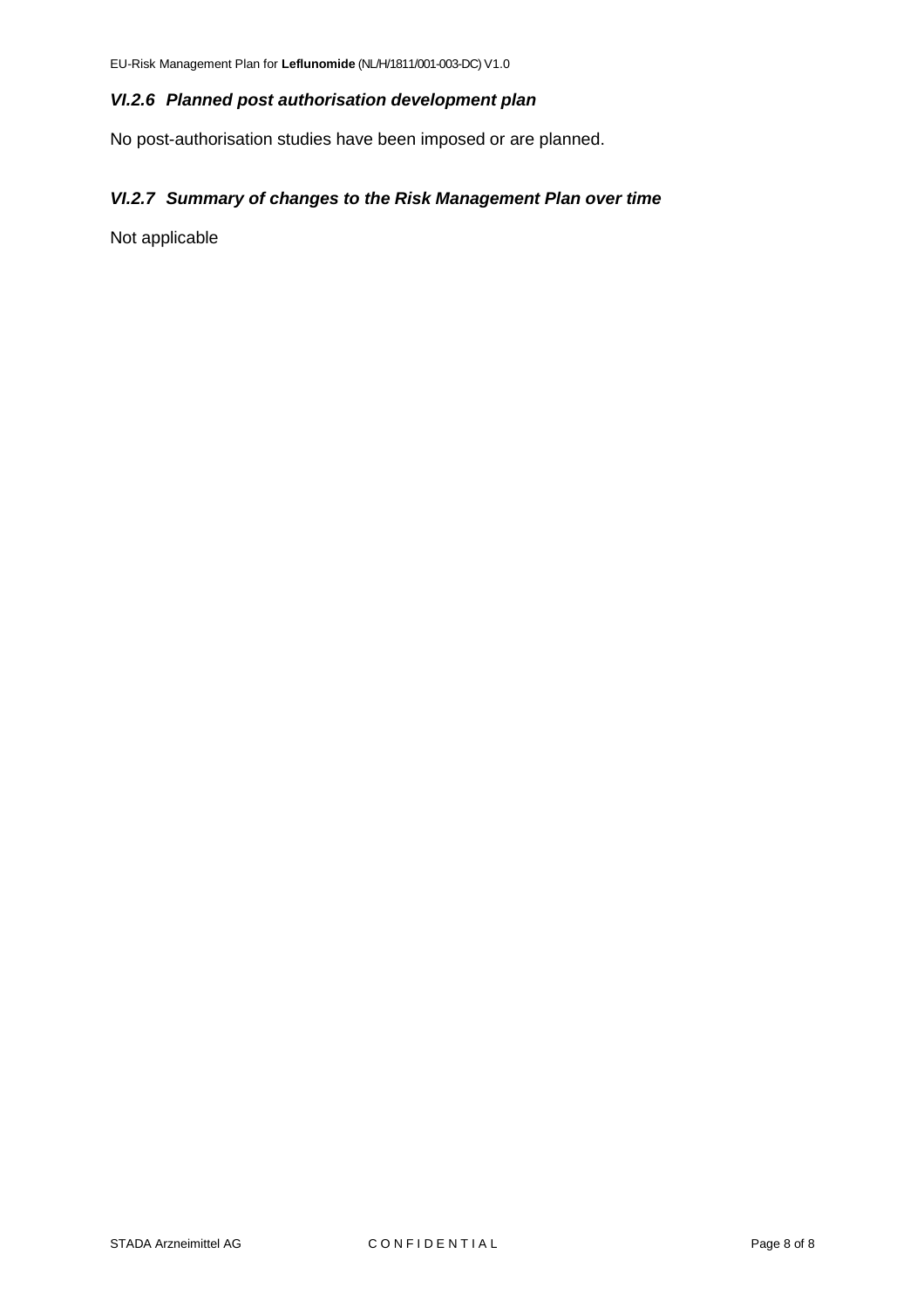### *VI.2.6 Planned post authorisation development plan*

No post-authorisation studies have been imposed or are planned.

### *VI.2.7 Summary of changes to the Risk Management Plan over time*

Not applicable